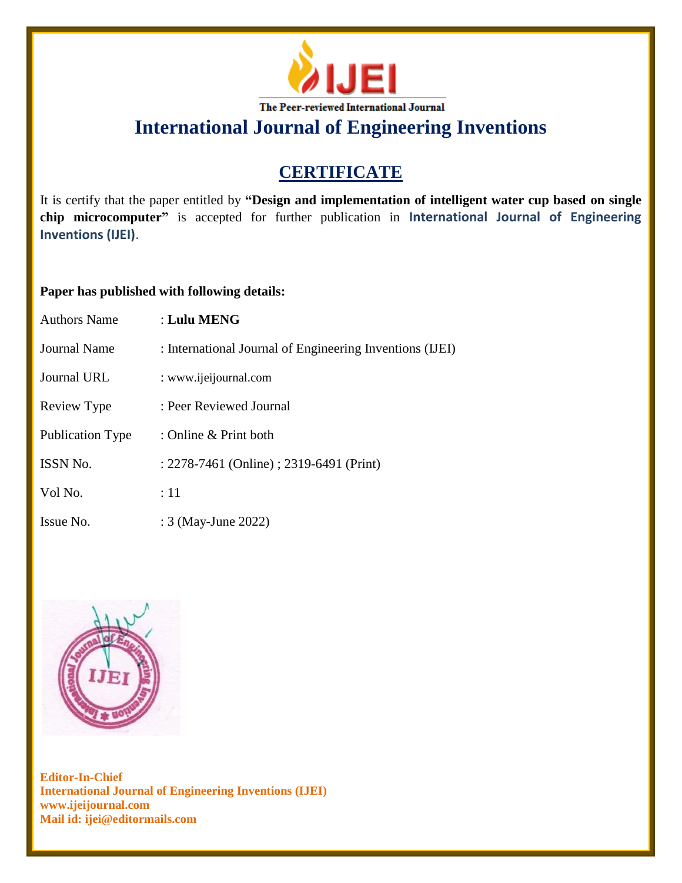IJEI

The Peer-reviewed International Journal

# International Journal of Engineering Inventions

## CERTIFICATE

It is certify that the paper entitled by **"Design and implementation of intelligent water cup based on single chip microcomputer"** is accepted for further publication in **International Journal of Engineering Inventions (IJEI)**.

**Paper has published with following details:**

| | |
|---|---|
| Authors Name | : **Lulu MENG** |
| Journal Name | : International Journal of Engineering Inventions (IJEI) |
| Journal URL | : www.ijeijournal.com |
| Review Type | : Peer Reviewed Journal |
| Publication Type | : Online & Print both |
| ISSN No. | : 2278-7461 (Online) ; 2319-6491 (Print) |
| Vol No. | : 11 |
| Issue No. | : 3 (May-June 2022) |

**Editor-In-Chief**
**International Journal of Engineering Inventions (IJEI)**
**www.ijeijournal.com**
**Mail id: ijei@editormails.com**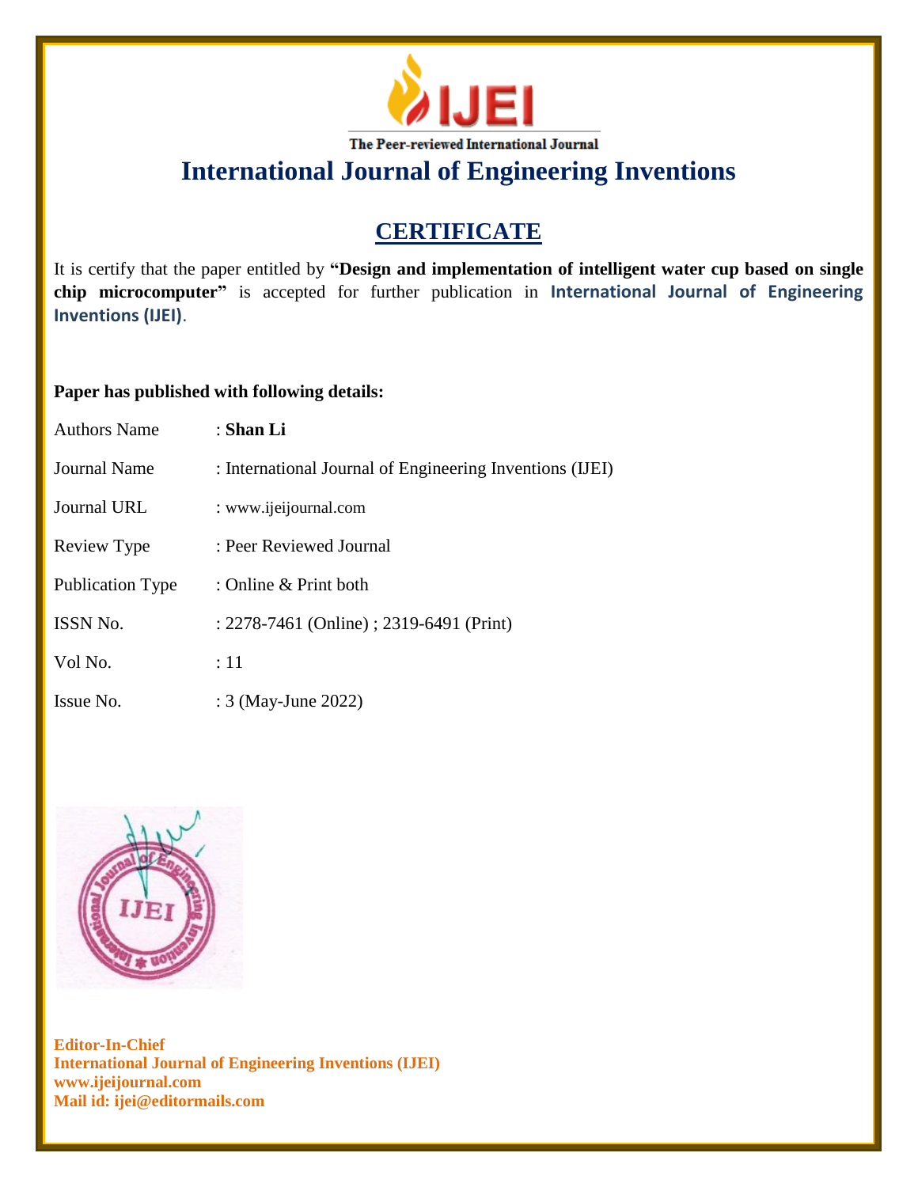The Peer-reviewed International Journal

# International Journal of Engineering Inventions

## CERTIFICATE

It is certify that the paper entitled by **"Design and implementation of intelligent water cup based on single chip microcomputer"** is accepted for further publication in **International Journal of Engineering Inventions (IJEI)**.

**Paper has published with following details:**

| | |
|---|---|
| Authors Name | : **Shan Li** |
| Journal Name | : International Journal of Engineering Inventions (IJEI) |
| Journal URL | : www.ijeijournal.com |
| Review Type | : Peer Reviewed Journal |
| Publication Type | : Online & Print both |
| ISSN No. | : 2278-7461 (Online) ; 2319-6491 (Print) |
| Vol No. | : 11 |
| Issue No. | : 3 (May-June 2022) |

**Editor-In-Chief**
**International Journal of Engineering Inventions (IJEI)**
**www.ijeijournal.com**
**Mail id: ijei@editormails.com**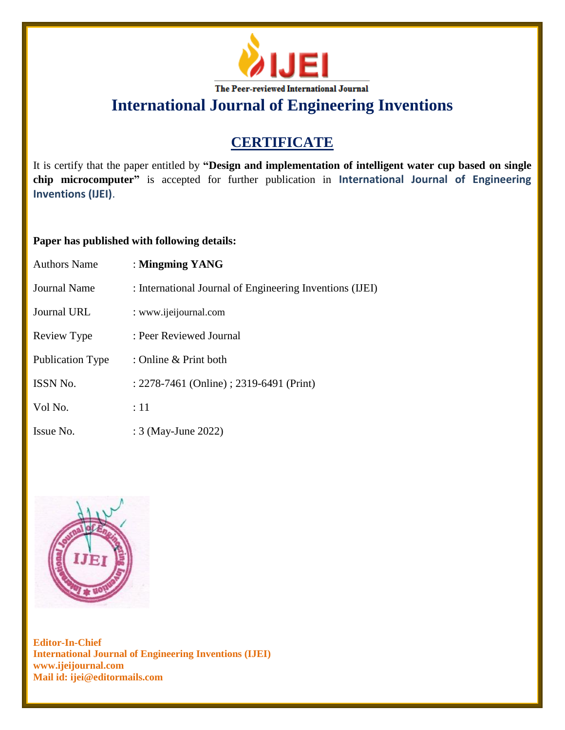IJEI

The Peer-reviewed International Journal

# International Journal of Engineering Inventions

## CERTIFICATE

It is certify that the paper entitled by **"Design and implementation of intelligent water cup based on single chip microcomputer"** is accepted for further publication in **International Journal of Engineering Inventions (IJEI)**.

**Paper has published with following details:**

| | |
|---|---|
| Authors Name | : **Mingming YANG** |
| Journal Name | : International Journal of Engineering Inventions (IJEI) |
| Journal URL | : www.ijeijournal.com |
| Review Type | : Peer Reviewed Journal |
| Publication Type | : Online & Print both |
| ISSN No. | : 2278-7461 (Online) ; 2319-6491 (Print) |
| Vol No. | : 11 |
| Issue No. | : 3 (May-June 2022) |

**Editor-In-Chief**
**International Journal of Engineering Inventions (IJEI)**
**www.ijeijournal.com**
**Mail id: ijei@editormails.com**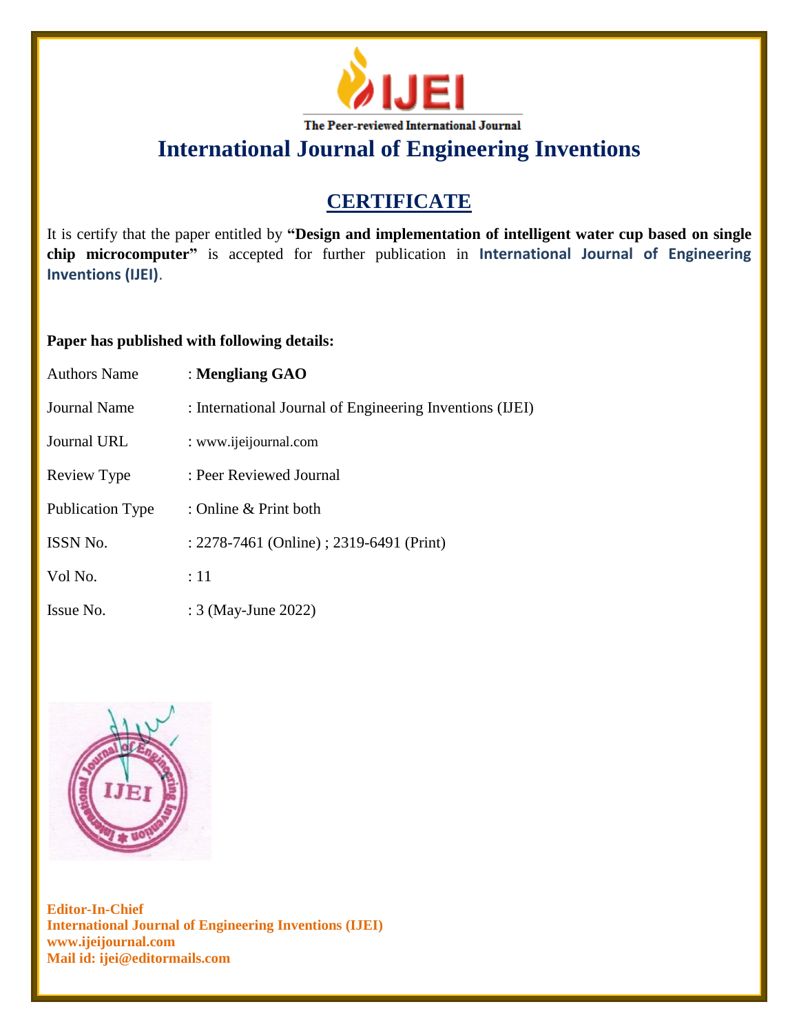The Peer-reviewed International Journal

# International Journal of Engineering Inventions

## CERTIFICATE

It is certify that the paper entitled by **"Design and implementation of intelligent water cup based on single chip microcomputer"** is accepted for further publication in **International Journal of Engineering Inventions (IJEI)**.

**Paper has published with following details:**

| | |
|---|---|
| Authors Name | : **Mengliang GAO** |
| Journal Name | : International Journal of Engineering Inventions (IJEI) |
| Journal URL | : www.ijeijournal.com |
| Review Type | : Peer Reviewed Journal |
| Publication Type | : Online & Print both |
| ISSN No. | : 2278-7461 (Online) ; 2319-6491 (Print) |
| Vol No. | : 11 |
| Issue No. | : 3 (May-June 2022) |

**Editor-In-Chief**
**International Journal of Engineering Inventions (IJEI)**
**www.ijeijournal.com**
**Mail id: ijei@editormails.com**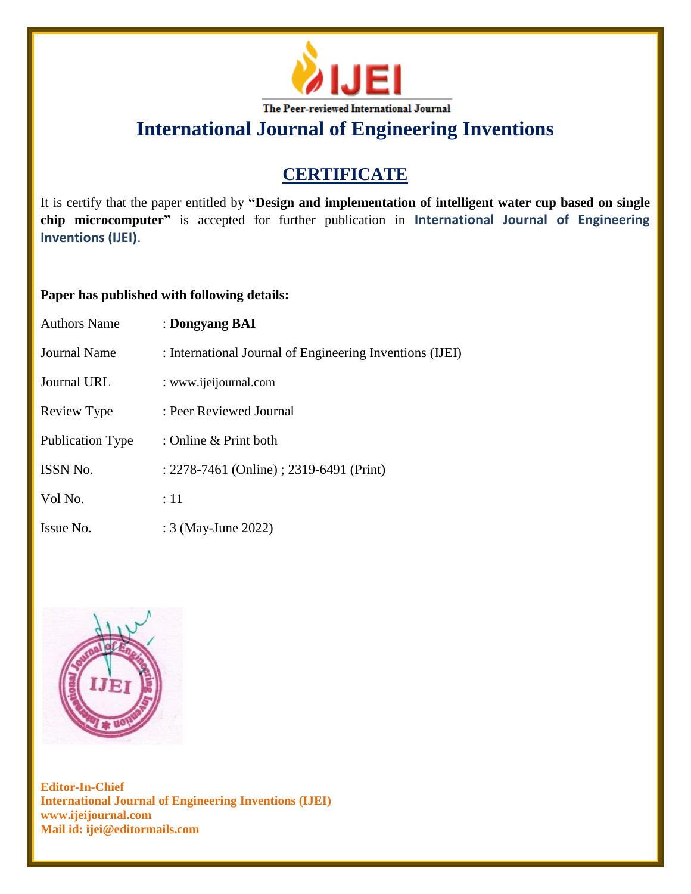The Peer-reviewed International Journal

# International Journal of Engineering Inventions

## CERTIFICATE

It is certify that the paper entitled by **"Design and implementation of intelligent water cup based on single chip microcomputer"** is accepted for further publication in **International Journal of Engineering Inventions (IJEI)**.

**Paper has published with following details:**

| | |
|---|---|
| Authors Name | : **Dongyang BAI** |
| Journal Name | : International Journal of Engineering Inventions (IJEI) |
| Journal URL | : www.ijeijournal.com |
| Review Type | : Peer Reviewed Journal |
| Publication Type | : Online & Print both |
| ISSN No. | : 2278-7461 (Online) ; 2319-6491 (Print) |
| Vol No. | : 11 |
| Issue No. | : 3 (May-June 2022) |

**Editor-In-Chief**
**International Journal of Engineering Inventions (IJEI)**
**www.ijeijournal.com**
**Mail id: ijei@editormails.com**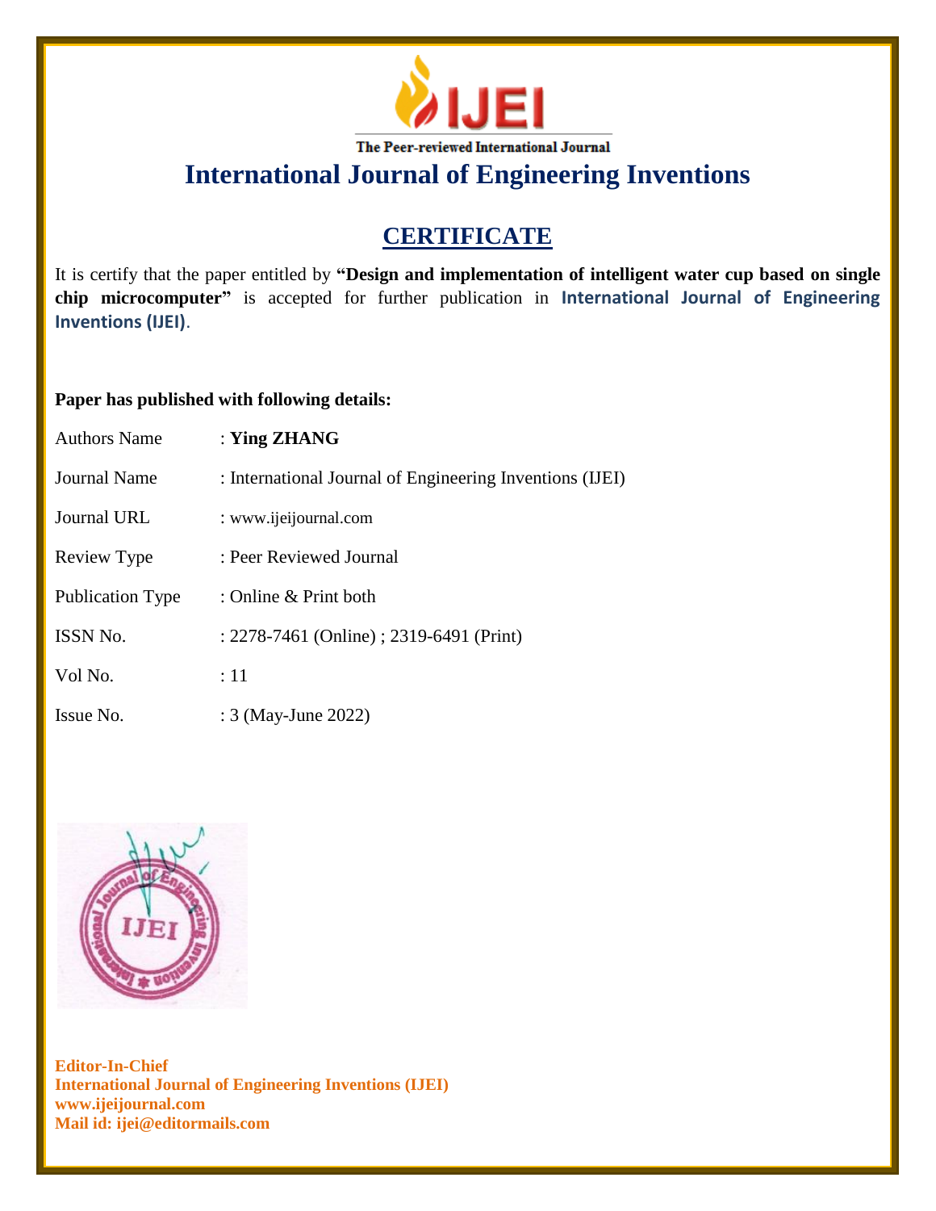The Peer-reviewed International Journal

# International Journal of Engineering Inventions

## CERTIFICATE

It is certify that the paper entitled by **"Design and implementation of intelligent water cup based on single chip microcomputer"** is accepted for further publication in **International Journal of Engineering Inventions (IJEI)**.

**Paper has published with following details:**

| | |
|---|---|
| Authors Name | : **Ying ZHANG** |
| Journal Name | : International Journal of Engineering Inventions (IJEI) |
| Journal URL | : www.ijeijournal.com |
| Review Type | : Peer Reviewed Journal |
| Publication Type | : Online & Print both |
| ISSN No. | : 2278-7461 (Online) ; 2319-6491 (Print) |
| Vol No. | : 11 |
| Issue No. | : 3 (May-June 2022) |

**Editor-In-Chief**
**International Journal of Engineering Inventions (IJEI)**
**www.ijeijournal.com**
**Mail id: ijei@editormails.com**